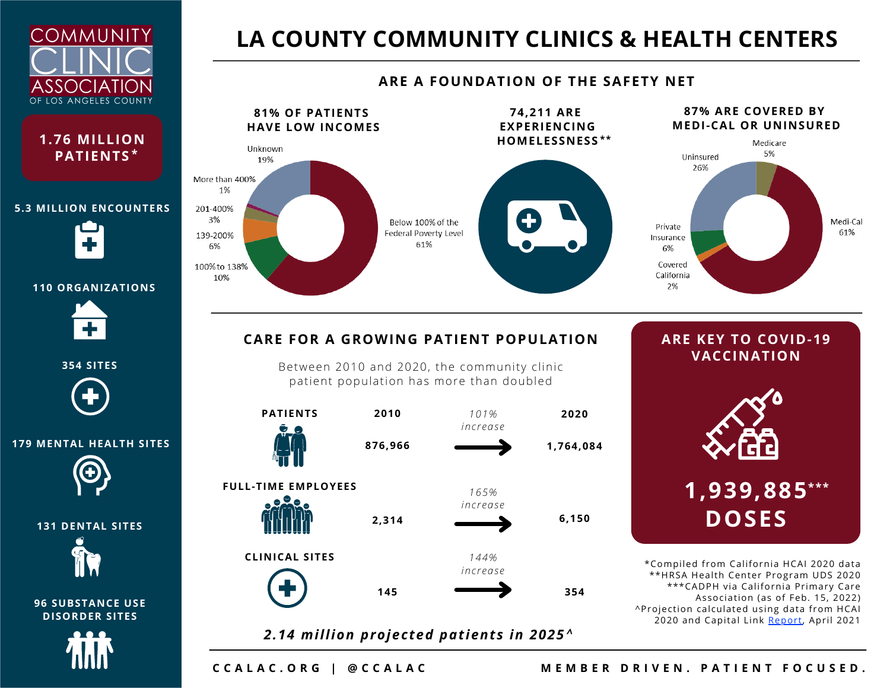# LA COUNTY COMMUNITY CLINICS & HEALTH CENTERS

COMMUNITY CLINIC ASSOCIATION OF LOS ANGELES COUNTY

**1.76 MILLION PATIENTS***

**5.3 MILLION ENCOUNTERS**

**110 ORGANIZATIONS**

**354 SITES**

**179 MENTAL HEALTH SITES**

**131 DENTAL SITES**

**96 SUBSTANCE USE DISORDER SITES**

## ARE A FOUNDATION OF THE SAFETY NET

### 81% OF PATIENTS HAVE LOW INCOMES

- Below 100% of the Federal Poverty Level: 61%
- 100% to 138%: 10%
- 139-200%: 6%
- 201-400%: 3%
- More than 400%: 1%
- Unknown: 19%

### 74,211 ARE EXPERIENCING HOMELESSNESS**

### 87% ARE COVERED BY MEDI-CAL OR UNINSURED

- Medi-Cal: 61%
- Uninsured: 26%
- Private Insurance: 6%
- Medicare: 5%
- Covered California: 2%

## CARE FOR A GROWING PATIENT POPULATION

Between 2010 and 2020, the community clinic patient population has more than doubled

| | 2010 | | 2020 |
|---|---|---|---|
| PATIENTS | 876,966 | *101% increase* | 1,764,084 |
| FULL-TIME EMPLOYEES | 2,314 | *165% increase* | 6,150 |
| CLINICAL SITES | 145 | *144% increase* | 354 |

***2.14 million projected patients in 2025^***

## ARE KEY TO COVID-19 VACCINATION

**1,939,885*** DOSES**

*Compiled from California HCAI 2020 data
**HRSA Health Center Program UDS 2020
***CADPH via California Primary Care Association (as of Feb. 15, 2022)
^Projection calculated using data from HCAI 2020 and Capital Link Report, April 2021

CCALAC.ORG | @CCALAC

MEMBER DRIVEN. PATIENT FOCUSED.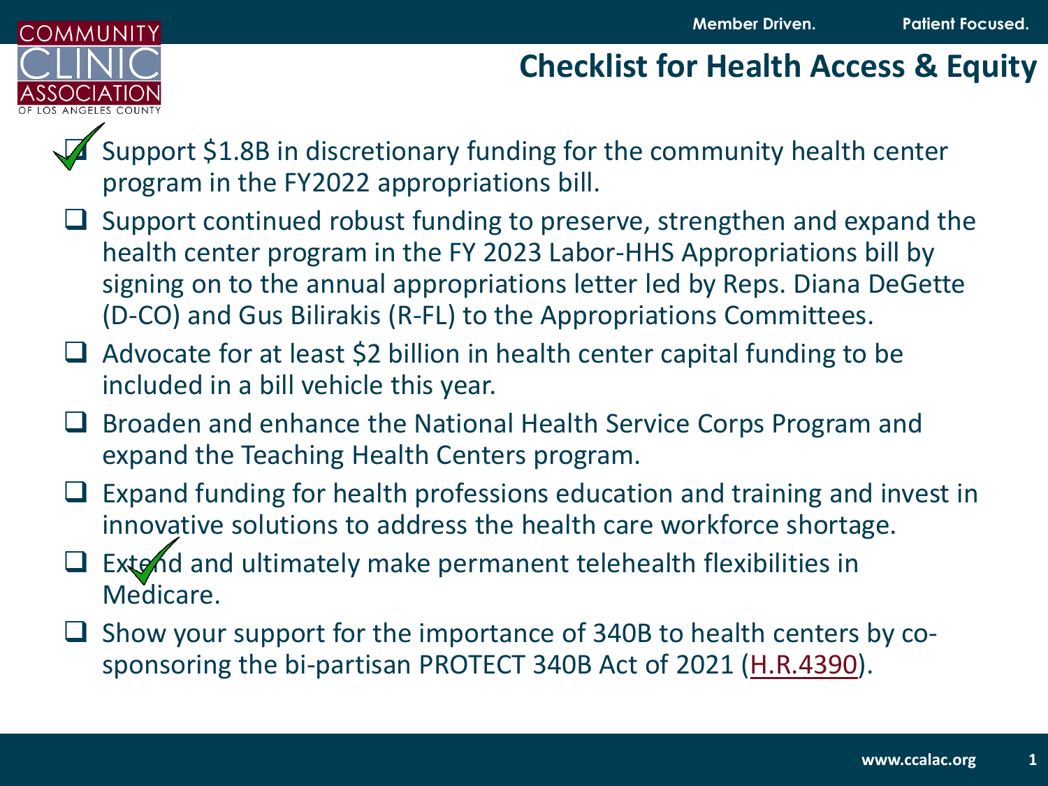# Checklist for Health Access & Equity

- [x] Support $1.8B in discretionary funding for the community health center program in the FY2022 appropriations bill.
- [ ] Support continued robust funding to preserve, strengthen and expand the health center program in the FY 2023 Labor-HHS Appropriations bill by signing on to the annual appropriations letter led by Reps. Diana DeGette (D-CO) and Gus Bilirakis (R-FL) to the Appropriations Committees.
- [ ] Advocate for at least $2 billion in health center capital funding to be included in a bill vehicle this year.
- [ ] Broaden and enhance the National Health Service Corps Program and expand the Teaching Health Centers program.
- [ ] Expand funding for health professions education and training and invest in innovative solutions to address the health care workforce shortage.
- [x] Extend and ultimately make permanent telehealth flexibilities in Medicare.
- [ ] Show your support for the importance of 340B to health centers by co-sponsoring the bi-partisan PROTECT 340B Act of 2021 (H.R.4390).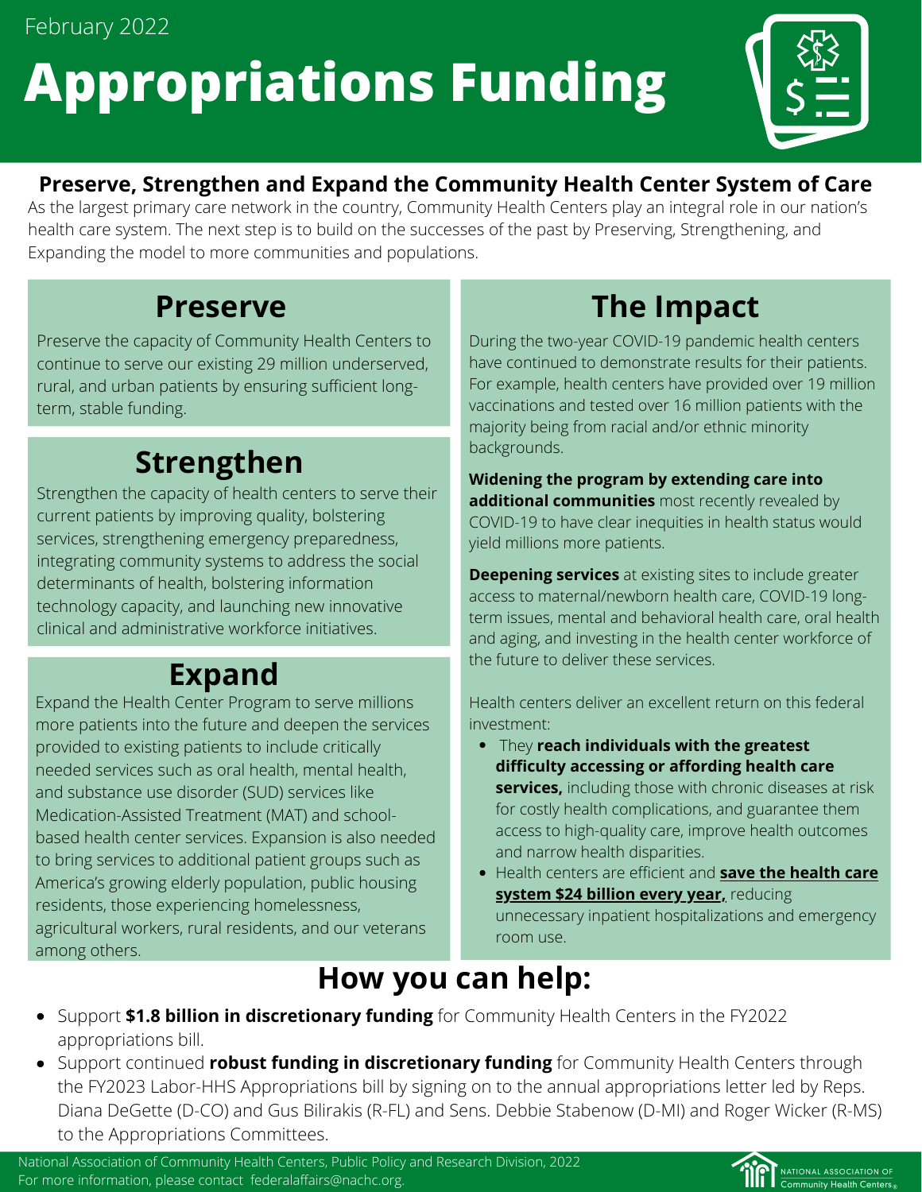February 2022

# Appropriations Funding

## Preserve, Strengthen and Expand the Community Health Center System of Care

As the largest primary care network in the country, Community Health Centers play an integral role in our nation's health care system. The next step is to build on the successes of the past by Preserving, Strengthening, and Expanding the model to more communities and populations.

## Preserve

Preserve the capacity of Community Health Centers to continue to serve our existing 29 million underserved, rural, and urban patients by ensuring sufficient long-term, stable funding.

## Strengthen

Strengthen the capacity of health centers to serve their current patients by improving quality, bolstering services, strengthening emergency preparedness, integrating community systems to address the social determinants of health, bolstering information technology capacity, and launching new innovative clinical and administrative workforce initiatives.

## Expand

Expand the Health Center Program to serve millions more patients into the future and deepen the services provided to existing patients to include critically needed services such as oral health, mental health, and substance use disorder (SUD) services like Medication-Assisted Treatment (MAT) and school-based health center services. Expansion is also needed to bring services to additional patient groups such as America's growing elderly population, public housing residents, those experiencing homelessness, agricultural workers, rural residents, and our veterans among others.

## The Impact

During the two-year COVID-19 pandemic health centers have continued to demonstrate results for their patients. For example, health centers have provided over 19 million vaccinations and tested over 16 million patients with the majority being from racial and/or ethnic minority backgrounds.

**Widening the program by extending care into additional communities** most recently revealed by COVID-19 to have clear inequities in health status would yield millions more patients.

**Deepening services** at existing sites to include greater access to maternal/newborn health care, COVID-19 long-term issues, mental and behavioral health care, oral health and aging, and investing in the health center workforce of the future to deliver these services.

Health centers deliver an excellent return on this federal investment:

- They **reach individuals with the greatest difficulty accessing or affording health care services,** including those with chronic diseases at risk for costly health complications, and guarantee them access to high-quality care, improve health outcomes and narrow health disparities.
- Health centers are efficient and **save the health care system $24 billion every year,** reducing unnecessary inpatient hospitalizations and emergency room use.

## How you can help:

- Support **$1.8 billion in discretionary funding** for Community Health Centers in the FY2022 appropriations bill.
- Support continued **robust funding in discretionary funding** for Community Health Centers through the FY2023 Labor-HHS Appropriations bill by signing on to the annual appropriations letter led by Reps. Diana DeGette (D-CO) and Gus Bilirakis (R-FL) and Sens. Debbie Stabenow (D-MI) and Roger Wicker (R-MS) to the Appropriations Committees.

National Association of Community Health Centers, Public Policy and Research Division, 2022
For more information, please contact federalaffairs@nachc.org.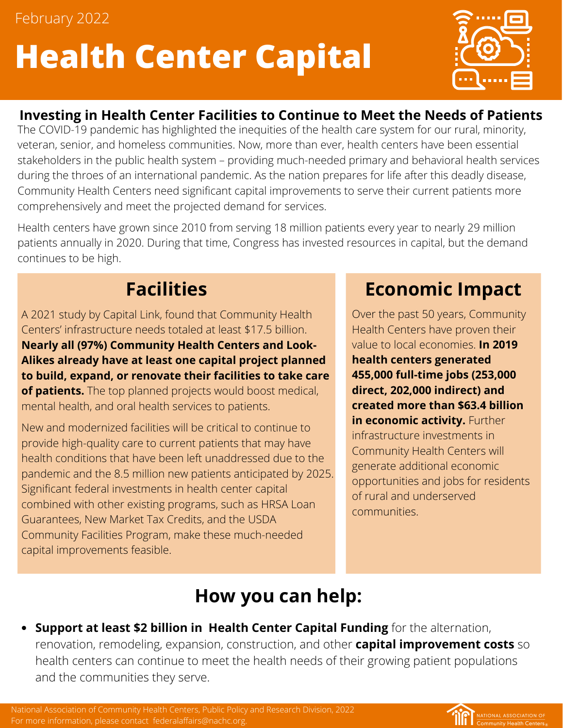February 2022

# Health Center Capital

## Investing in Health Center Facilities to Continue to Meet the Needs of Patients

The COVID-19 pandemic has highlighted the inequities of the health care system for our rural, minority, veteran, senior, and homeless communities. Now, more than ever, health centers have been essential stakeholders in the public health system – providing much-needed primary and behavioral health services during the throes of an international pandemic. As the nation prepares for life after this deadly disease, Community Health Centers need significant capital improvements to serve their current patients more comprehensively and meet the projected demand for services.

Health centers have grown since 2010 from serving 18 million patients every year to nearly 29 million patients annually in 2020. During that time, Congress has invested resources in capital, but the demand continues to be high.

## Facilities

A 2021 study by Capital Link, found that Community Health Centers' infrastructure needs totaled at least $17.5 billion. **Nearly all (97%) Community Health Centers and Look-Alikes already have at least one capital project planned to build, expand, or renovate their facilities to take care of patients.** The top planned projects would boost medical, mental health, and oral health services to patients.

New and modernized facilities will be critical to continue to provide high-quality care to current patients that may have health conditions that have been left unaddressed due to the pandemic and the 8.5 million new patients anticipated by 2025. Significant federal investments in health center capital combined with other existing programs, such as HRSA Loan Guarantees, New Market Tax Credits, and the USDA Community Facilities Program, make these much-needed capital improvements feasible.

## Economic Impact

Over the past 50 years, Community Health Centers have proven their value to local economies. **In 2019 health centers generated 455,000 full-time jobs (253,000 direct, 202,000 indirect) and created more than $63.4 billion in economic activity.** Further infrastructure investments in Community Health Centers will generate additional economic opportunities and jobs for residents of rural and underserved communities.

## How you can help:

- **Support at least $2 billion in Health Center Capital Funding** for the alternation, renovation, remodeling, expansion, construction, and other **capital improvement costs** so health centers can continue to meet the health needs of their growing patient populations and the communities they serve.

National Association of Community Health Centers, Public Policy and Research Division, 2022
For more information, please contact federalaffairs@nachc.org.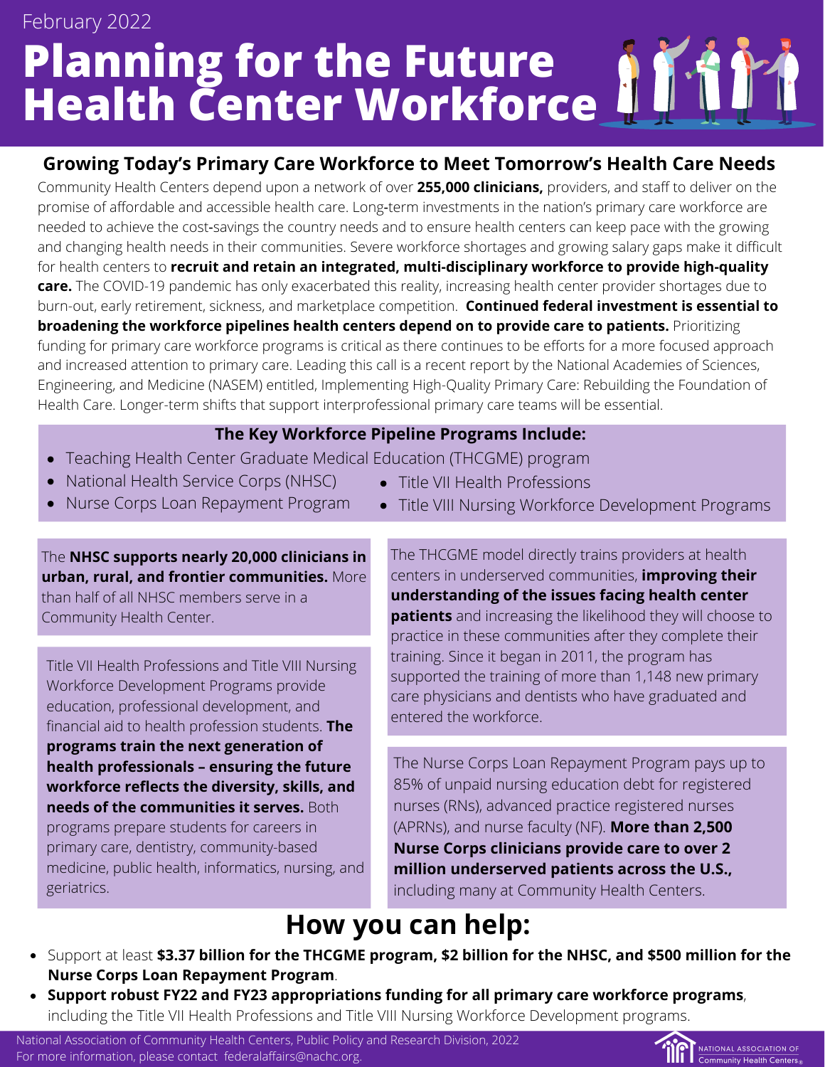February 2022

# Planning for the Future Health Center Workforce

## Growing Today's Primary Care Workforce to Meet Tomorrow's Health Care Needs

Community Health Centers depend upon a network of over **255,000 clinicians,** providers, and staff to deliver on the promise of affordable and accessible health care. Long-term investments in the nation's primary care workforce are needed to achieve the cost-savings the country needs and to ensure health centers can keep pace with the growing and changing health needs in their communities. Severe workforce shortages and growing salary gaps make it difficult for health centers to **recruit and retain an integrated, multi-disciplinary workforce to provide high-quality care.** The COVID-19 pandemic has only exacerbated this reality, increasing health center provider shortages due to burn-out, early retirement, sickness, and marketplace competition. **Continued federal investment is essential to broadening the workforce pipelines health centers depend on to provide care to patients.** Prioritizing funding for primary care workforce programs is critical as there continues to be efforts for a more focused approach and increased attention to primary care. Leading this call is a recent report by the National Academies of Sciences, Engineering, and Medicine (NASEM) entitled, Implementing High-Quality Primary Care: Rebuilding the Foundation of Health Care. Longer-term shifts that support interprofessional primary care teams will be essential.

### The Key Workforce Pipeline Programs Include:

- Teaching Health Center Graduate Medical Education (THCGME) program
- National Health Service Corps (NHSC)
- Nurse Corps Loan Repayment Program
- Title VII Health Professions
- Title VIII Nursing Workforce Development Programs

The **NHSC supports nearly 20,000 clinicians in urban, rural, and frontier communities.** More than half of all NHSC members serve in a Community Health Center.

Title VII Health Professions and Title VIII Nursing Workforce Development Programs provide education, professional development, and financial aid to health profession students. **The programs train the next generation of health professionals – ensuring the future workforce reflects the diversity, skills, and needs of the communities it serves.** Both programs prepare students for careers in primary care, dentistry, community-based medicine, public health, informatics, nursing, and geriatrics.

The THCGME model directly trains providers at health centers in underserved communities, **improving their understanding of the issues facing health center patients** and increasing the likelihood they will choose to practice in these communities after they complete their training. Since it began in 2011, the program has supported the training of more than 1,148 new primary care physicians and dentists who have graduated and entered the workforce.

The Nurse Corps Loan Repayment Program pays up to 85% of unpaid nursing education debt for registered nurses (RNs), advanced practice registered nurses (APRNs), and nurse faculty (NF). **More than 2,500 Nurse Corps clinicians provide care to over 2 million underserved patients across the U.S.,** including many at Community Health Centers.

## How you can help:

- Support at least **$3.37 billion for the THCGME program, $2 billion for the NHSC, and $500 million for the Nurse Corps Loan Repayment Program**.
- **Support robust FY22 and FY23 appropriations funding for all primary care workforce programs**, including the Title VII Health Professions and Title VIII Nursing Workforce Development programs.

National Association of Community Health Centers, Public Policy and Research Division, 2022
For more information, please contact federalaffairs@nachc.org.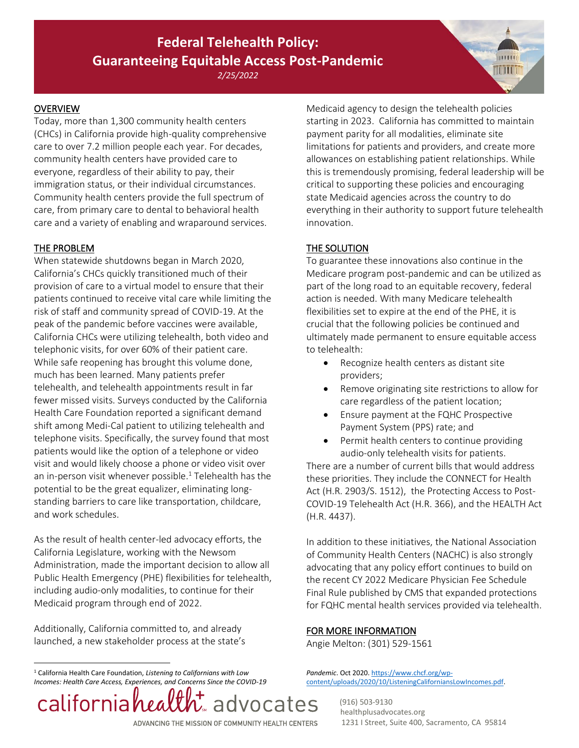# Federal Telehealth Policy: Guaranteeing Equitable Access Post-Pandemic

*2/25/2022*

## OVERVIEW

Today, more than 1,300 community health centers (CHCs) in California provide high-quality comprehensive care to over 7.2 million people each year. For decades, community health centers have provided care to everyone, regardless of their ability to pay, their immigration status, or their individual circumstances. Community health centers provide the full spectrum of care, from primary care to dental to behavioral health care and a variety of enabling and wraparound services.

## THE PROBLEM

When statewide shutdowns began in March 2020, California's CHCs quickly transitioned much of their provision of care to a virtual model to ensure that their patients continued to receive vital care while limiting the risk of staff and community spread of COVID-19. At the peak of the pandemic before vaccines were available, California CHCs were utilizing telehealth, both video and telephonic visits, for over 60% of their patient care. While safe reopening has brought this volume done, much has been learned. Many patients prefer telehealth, and telehealth appointments result in far fewer missed visits. Surveys conducted by the California Health Care Foundation reported a significant demand shift among Medi-Cal patient to utilizing telehealth and telephone visits. Specifically, the survey found that most patients would like the option of a telephone or video visit and would likely choose a phone or video visit over an in-person visit whenever possible.[1] Telehealth has the potential to be the great equalizer, eliminating long-standing barriers to care like transportation, childcare, and work schedules.

As the result of health center-led advocacy efforts, the California Legislature, working with the Newsom Administration, made the important decision to allow all Public Health Emergency (PHE) flexibilities for telehealth, including audio-only modalities, to continue for their Medicaid program through end of 2022.

Additionally, California committed to, and already launched, a new stakeholder process at the state's Medicaid agency to design the telehealth policies starting in 2023. California has committed to maintain payment parity for all modalities, eliminate site limitations for patients and providers, and create more allowances on establishing patient relationships. While this is tremendously promising, federal leadership will be critical to supporting these policies and encouraging state Medicaid agencies across the country to do everything in their authority to support future telehealth innovation.

## THE SOLUTION

To guarantee these innovations also continue in the Medicare program post-pandemic and can be utilized as part of the long road to an equitable recovery, federal action is needed. With many Medicare telehealth flexibilities set to expire at the end of the PHE, it is crucial that the following policies be continued and ultimately made permanent to ensure equitable access to telehealth:

- Recognize health centers as distant site providers;
- Remove originating site restrictions to allow for care regardless of the patient location;
- Ensure payment at the FQHC Prospective Payment System (PPS) rate; and
- Permit health centers to continue providing audio-only telehealth visits for patients.

There are a number of current bills that would address these priorities. They include the CONNECT for Health Act (H.R. 2903/S. 1512), the Protecting Access to Post-COVID-19 Telehealth Act (H.R. 366), and the HEALTH Act (H.R. 4437).

In addition to these initiatives, the National Association of Community Health Centers (NACHC) is also strongly advocating that any policy effort continues to build on the recent CY 2022 Medicare Physician Fee Schedule Final Rule published by CMS that expanded protections for FQHC mental health services provided via telehealth.

## FOR MORE INFORMATION

Angie Melton: (301) 529-1561

---

[1] California Health Care Foundation, *Listening to Californians with Low Incomes: Health Care Access, Experiences, and Concerns Since the COVID-19 Pandemic*. Oct 2020. https://www.chcf.org/wp-content/uploads/2020/10/ListeningCaliforniansLowIncomes.pdf.

california health+ advocates
ADVANCING THE MISSION OF COMMUNITY HEALTH CENTERS

(916) 503-9130
healthplusadvocates.org
1231 I Street, Suite 400, Sacramento, CA 95814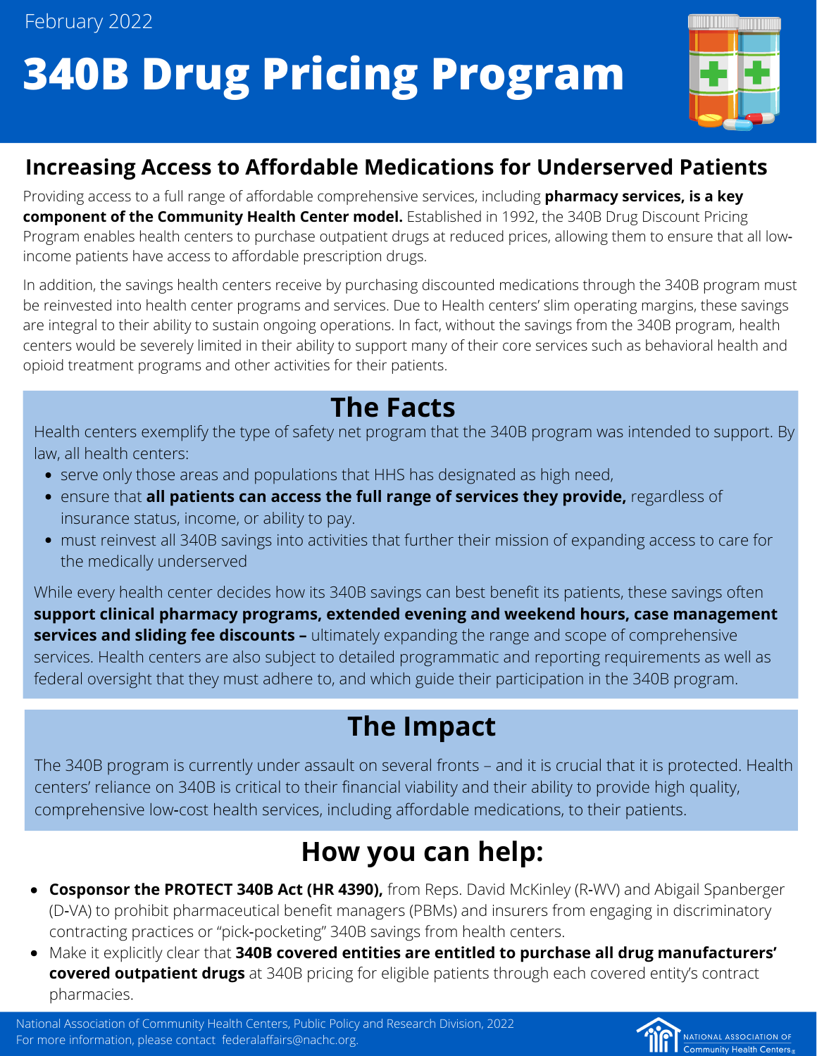February 2022

# 340B Drug Pricing Program

## Increasing Access to Affordable Medications for Underserved Patients

Providing access to a full range of affordable comprehensive services, including **pharmacy services, is a key component of the Community Health Center model.** Established in 1992, the 340B Drug Discount Pricing Program enables health centers to purchase outpatient drugs at reduced prices, allowing them to ensure that all low-income patients have access to affordable prescription drugs.

In addition, the savings health centers receive by purchasing discounted medications through the 340B program must be reinvested into health center programs and services. Due to Health centers' slim operating margins, these savings are integral to their ability to sustain ongoing operations. In fact, without the savings from the 340B program, health centers would be severely limited in their ability to support many of their core services such as behavioral health and opioid treatment programs and other activities for their patients.

## The Facts

Health centers exemplify the type of safety net program that the 340B program was intended to support. By law, all health centers:

- serve only those areas and populations that HHS has designated as high need,
- ensure that **all patients can access the full range of services they provide,** regardless of insurance status, income, or ability to pay.
- must reinvest all 340B savings into activities that further their mission of expanding access to care for the medically underserved

While every health center decides how its 340B savings can best benefit its patients, these savings often **support clinical pharmacy programs, extended evening and weekend hours, case management services and sliding fee discounts –** ultimately expanding the range and scope of comprehensive services. Health centers are also subject to detailed programmatic and reporting requirements as well as federal oversight that they must adhere to, and which guide their participation in the 340B program.

## The Impact

The 340B program is currently under assault on several fronts – and it is crucial that it is protected. Health centers' reliance on 340B is critical to their financial viability and their ability to provide high quality, comprehensive low-cost health services, including affordable medications, to their patients.

## How you can help:

- **Cosponsor the PROTECT 340B Act (HR 4390),** from Reps. David McKinley (R-WV) and Abigail Spanberger (D-VA) to prohibit pharmaceutical benefit managers (PBMs) and insurers from engaging in discriminatory contracting practices or "pick-pocketing" 340B savings from health centers.
- Make it explicitly clear that **340B covered entities are entitled to purchase all drug manufacturers' covered outpatient drugs** at 340B pricing for eligible patients through each covered entity's contract pharmacies.

National Association of Community Health Centers, Public Policy and Research Division, 2022
For more information, please contact federalaffairs@nachc.org.